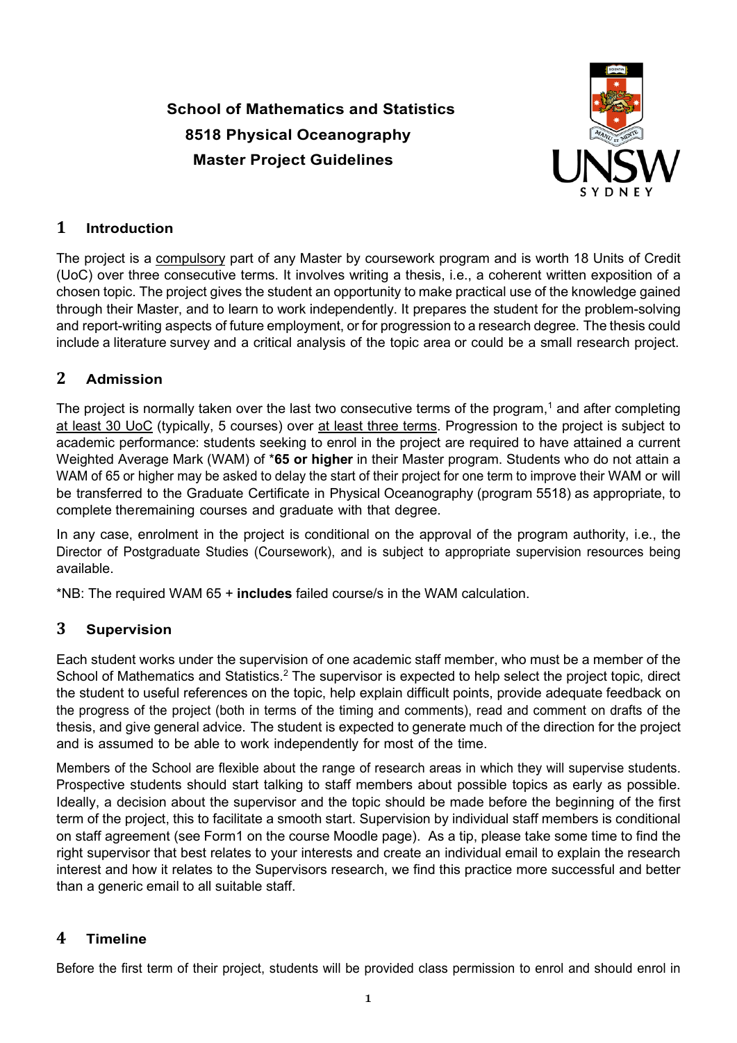**School of Mathematics and Statistics**
**8518 Physical Oceanography**
**Master Project Guidelines**

## 1 Introduction

The project is a compulsory part of any Master by coursework program and is worth 18 Units of Credit (UoC) over three consecutive terms. It involves writing a thesis, i.e., a coherent written exposition of a chosen topic. The project gives the student an opportunity to make practical use of the knowledge gained through their Master, and to learn to work independently. It prepares the student for the problem-solving and report-writing aspects of future employment, or for progression to a research degree. The thesis could include a literature survey and a critical analysis of the topic area or could be a small research project.

## 2 Admission

The project is normally taken over the last two consecutive terms of the program,[1] and after completing at least 30 UoC (typically, 5 courses) over at least three terms. Progression to the project is subject to academic performance: students seeking to enrol in the project are required to have attained a current Weighted Average Mark (WAM) of ***65 or higher** in their Master program. Students who do not attain a WAM of 65 or higher may be asked to delay the start of their project for one term to improve their WAM or will be transferred to the Graduate Certificate in Physical Oceanography (program 5518) as appropriate, to complete theremaining courses and graduate with that degree.

In any case, enrolment in the project is conditional on the approval of the program authority, i.e., the Director of Postgraduate Studies (Coursework), and is subject to appropriate supervision resources being available.

*NB: The required WAM 65 + **includes** failed course/s in the WAM calculation.

## 3 Supervision

Each student works under the supervision of one academic staff member, who must be a member of the School of Mathematics and Statistics.[2] The supervisor is expected to help select the project topic, direct the student to useful references on the topic, help explain difficult points, provide adequate feedback on the progress of the project (both in terms of the timing and comments), read and comment on drafts of the thesis, and give general advice. The student is expected to generate much of the direction for the project and is assumed to be able to work independently for most of the time.

Members of the School are flexible about the range of research areas in which they will supervise students. Prospective students should start talking to staff members about possible topics as early as possible. Ideally, a decision about the supervisor and the topic should be made before the beginning of the first term of the project, this to facilitate a smooth start. Supervision by individual staff members is conditional on staff agreement (see Form1 on the course Moodle page). As a tip, please take some time to find the right supervisor that best relates to your interests and create an individual email to explain the research interest and how it relates to the Supervisors research, we find this practice more successful and better than a generic email to all suitable staff.

## 4 Timeline

Before the first term of their project, students will be provided class permission to enrol and should enrol in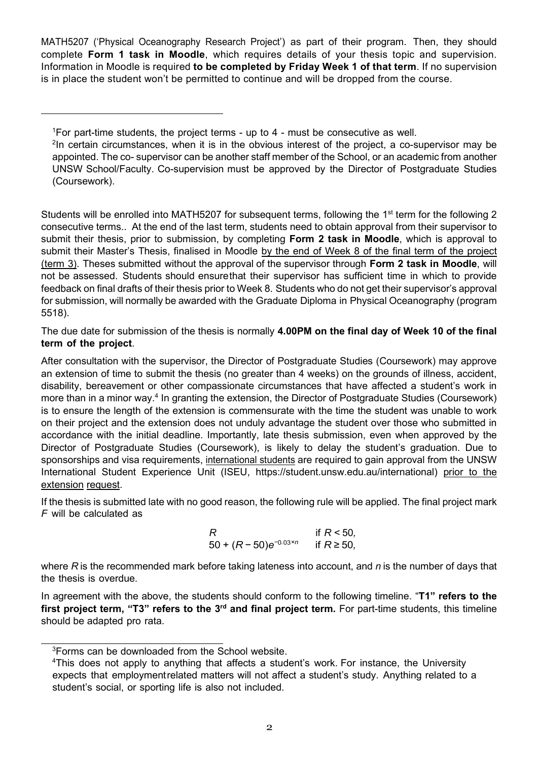MATH5207 ('Physical Oceanography Research Project') as part of their program. Then, they should complete **Form 1 task in Moodle**, which requires details of your thesis topic and supervision. Information in Moodle is required **to be completed by Friday Week 1 of that term**. If no supervision is in place the student won't be permitted to continue and will be dropped from the course.

[1]For part-time students, the project terms - up to 4 - must be consecutive as well.

[2]In certain circumstances, when it is in the obvious interest of the project, a co-supervisor may be appointed. The co- supervisor can be another staff member of the School, or an academic from another UNSW School/Faculty. Co-supervision must be approved by the Director of Postgraduate Studies (Coursework).

Students will be enrolled into MATH5207 for subsequent terms, following the 1st term for the following 2 consecutive terms.. At the end of the last term, students need to obtain approval from their supervisor to submit their thesis, prior to submission, by completing **Form 2 task in Moodle**, which is approval to submit their Master's Thesis, finalised in Moodle by the end of Week 8 of the final term of the project (term 3). Theses submitted without the approval of the supervisor through **Form 2 task in Moodle**, will not be assessed. Students should ensurethat their supervisor has sufficient time in which to provide feedback on final drafts of their thesis prior to Week 8. Students who do not get their supervisor's approval for submission, will normally be awarded with the Graduate Diploma in Physical Oceanography (program 5518).

The due date for submission of the thesis is normally **4.00PM on the final day of Week 10 of the final term of the project**.

After consultation with the supervisor, the Director of Postgraduate Studies (Coursework) may approve an extension of time to submit the thesis (no greater than 4 weeks) on the grounds of illness, accident, disability, bereavement or other compassionate circumstances that have affected a student's work in more than in a minor way.[4] In granting the extension, the Director of Postgraduate Studies (Coursework) is to ensure the length of the extension is commensurate with the time the student was unable to work on their project and the extension does not unduly advantage the student over those who submitted in accordance with the initial deadline. Importantly, late thesis submission, even when approved by the Director of Postgraduate Studies (Coursework), is likely to delay the student's graduation. Due to sponsorships and visa requirements, international students are required to gain approval from the UNSW International Student Experience Unit (ISEU, https://student.unsw.edu.au/international) prior to the extension request.

If the thesis is submitted late with no good reason, the following rule will be applied. The final project mark $F$ will be calculated as

$$F = \begin{cases} R & \text{if } R < 50, \\ 50 + (R - 50)e^{-0.03 \times n} & \text{if } R \geq 50, \end{cases}$$

where $R$ is the recommended mark before taking lateness into account, and $n$ is the number of days that the thesis is overdue.

In agreement with the above, the students should conform to the following timeline. "**T1" refers to the first project term, "T3" refers to the 3rd and final project term.** For part-time students, this timeline should be adapted pro rata.

[3]Forms can be downloaded from the School website.

[4]This does not apply to anything that affects a student's work. For instance, the University expects that employmentrelated matters will not affect a student's study. Anything related to a student's social, or sporting life is also not included.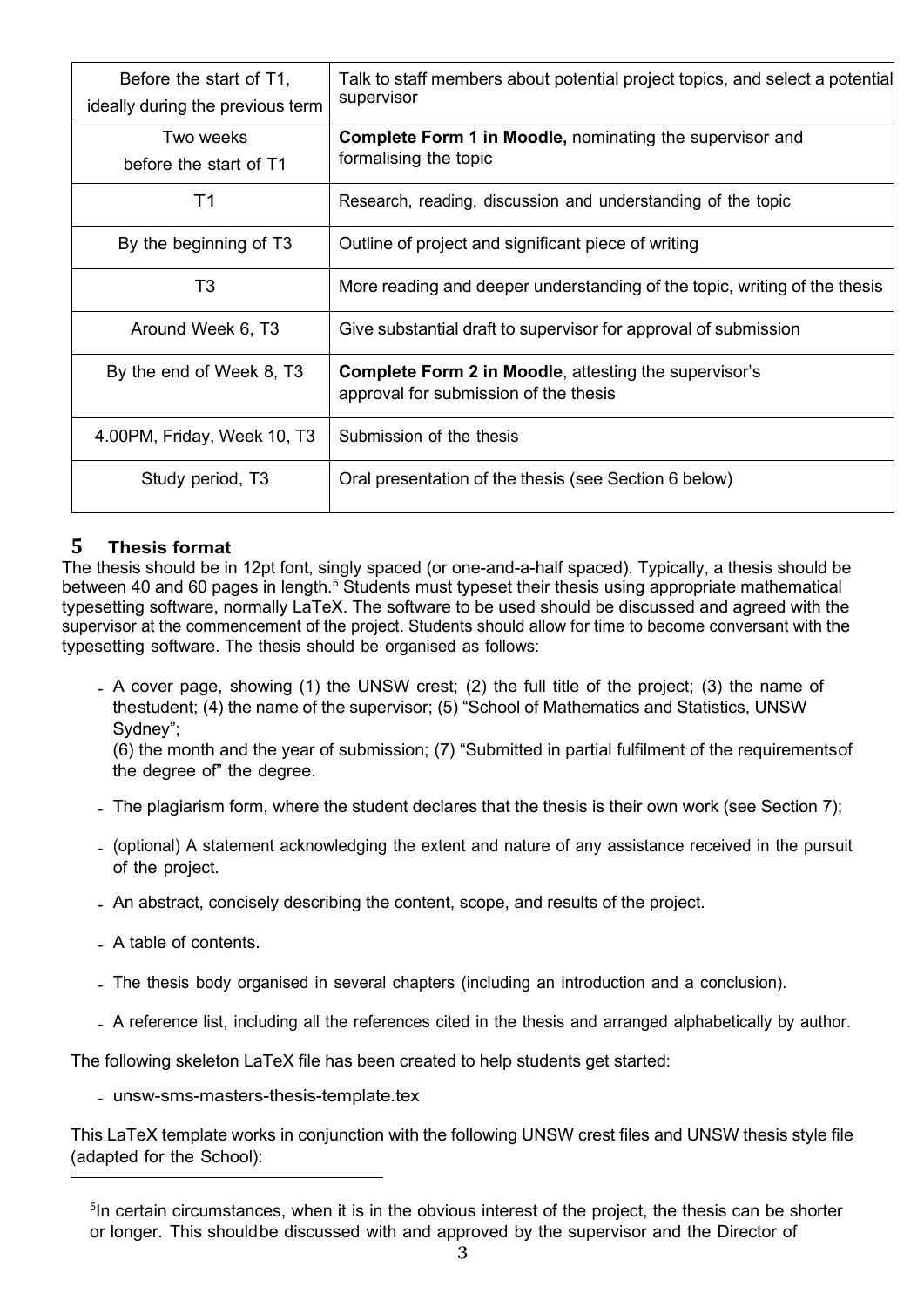| Before the start of T1, ideally during the previous term | Talk to staff members about potential project topics, and select a potential supervisor |
| --- | --- |
| Two weeks before the start of T1 | **Complete Form 1 in Moodle,** nominating the supervisor and formalising the topic |
| T1 | Research, reading, discussion and understanding of the topic |
| By the beginning of T3 | Outline of project and significant piece of writing |
| T3 | More reading and deeper understanding of the topic, writing of the thesis |
| Around Week 6, T3 | Give substantial draft to supervisor for approval of submission |
| By the end of Week 8, T3 | **Complete Form 2 in Moodle**, attesting the supervisor's approval for submission of the thesis |
| 4.00PM, Friday, Week 10, T3 | Submission of the thesis |
| Study period, T3 | Oral presentation of the thesis (see Section 6 below) |

## 5 Thesis format

The thesis should be in 12pt font, singly spaced (or one-and-a-half spaced). Typically, a thesis should be between 40 and 60 pages in length.[5] Students must typeset their thesis using appropriate mathematical typesetting software, normally LaTeX. The software to be used should be discussed and agreed with the supervisor at the commencement of the project. Students should allow for time to become conversant with the typesetting software. The thesis should be organised as follows:

- A cover page, showing (1) the UNSW crest; (2) the full title of the project; (3) the name of thestudent; (4) the name of the supervisor; (5) "School of Mathematics and Statistics, UNSW Sydney";
  (6) the month and the year of submission; (7) "Submitted in partial fulfilment of the requirementsof the degree of" the degree.
- The plagiarism form, where the student declares that the thesis is their own work (see Section 7);
- (optional) A statement acknowledging the extent and nature of any assistance received in the pursuit of the project.
- An abstract, concisely describing the content, scope, and results of the project.
- A table of contents.
- The thesis body organised in several chapters (including an introduction and a conclusion).
- A reference list, including all the references cited in the thesis and arranged alphabetically by author.

The following skeleton LaTeX file has been created to help students get started:

- unsw-sms-masters-thesis-template.tex

This LaTeX template works in conjunction with the following UNSW crest files and UNSW thesis style file (adapted for the School):

[5] In certain circumstances, when it is in the obvious interest of the project, the thesis can be shorter or longer. This shouldbe discussed with and approved by the supervisor and the Director of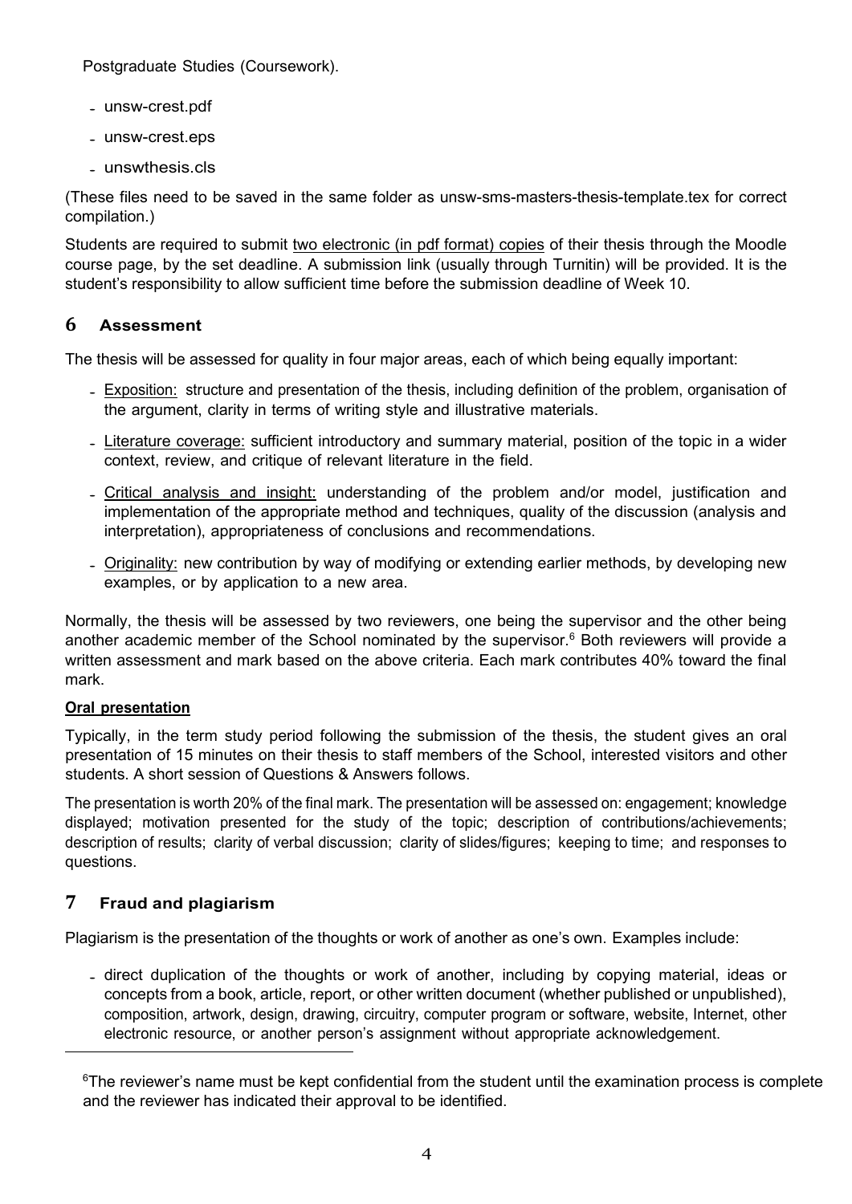Postgraduate Studies (Coursework).

- unsw-crest.pdf
- unsw-crest.eps
- unswthesis.cls

(These files need to be saved in the same folder as unsw-sms-masters-thesis-template.tex for correct compilation.)

Students are required to submit two electronic (in pdf format) copies of their thesis through the Moodle course page, by the set deadline. A submission link (usually through Turnitin) will be provided. It is the student's responsibility to allow sufficient time before the submission deadline of Week 10.

## 6 Assessment

The thesis will be assessed for quality in four major areas, each of which being equally important:

- Exposition: structure and presentation of the thesis, including definition of the problem, organisation of the argument, clarity in terms of writing style and illustrative materials.
- Literature coverage: sufficient introductory and summary material, position of the topic in a wider context, review, and critique of relevant literature in the field.
- Critical analysis and insight: understanding of the problem and/or model, justification and implementation of the appropriate method and techniques, quality of the discussion (analysis and interpretation), appropriateness of conclusions and recommendations.
- Originality: new contribution by way of modifying or extending earlier methods, by developing new examples, or by application to a new area.

Normally, the thesis will be assessed by two reviewers, one being the supervisor and the other being another academic member of the School nominated by the supervisor.[6] Both reviewers will provide a written assessment and mark based on the above criteria. Each mark contributes 40% toward the final mark.

**Oral presentation**

Typically, in the term study period following the submission of the thesis, the student gives an oral presentation of 15 minutes on their thesis to staff members of the School, interested visitors and other students. A short session of Questions & Answers follows.

The presentation is worth 20% of the final mark. The presentation will be assessed on: engagement; knowledge displayed; motivation presented for the study of the topic; description of contributions/achievements; description of results; clarity of verbal discussion; clarity of slides/figures; keeping to time; and responses to questions.

## 7 Fraud and plagiarism

Plagiarism is the presentation of the thoughts or work of another as one's own. Examples include:

- direct duplication of the thoughts or work of another, including by copying material, ideas or concepts from a book, article, report, or other written document (whether published or unpublished), composition, artwork, design, drawing, circuitry, computer program or software, website, Internet, other electronic resource, or another person's assignment without appropriate acknowledgement.

[6] The reviewer's name must be kept confidential from the student until the examination process is complete and the reviewer has indicated their approval to be identified.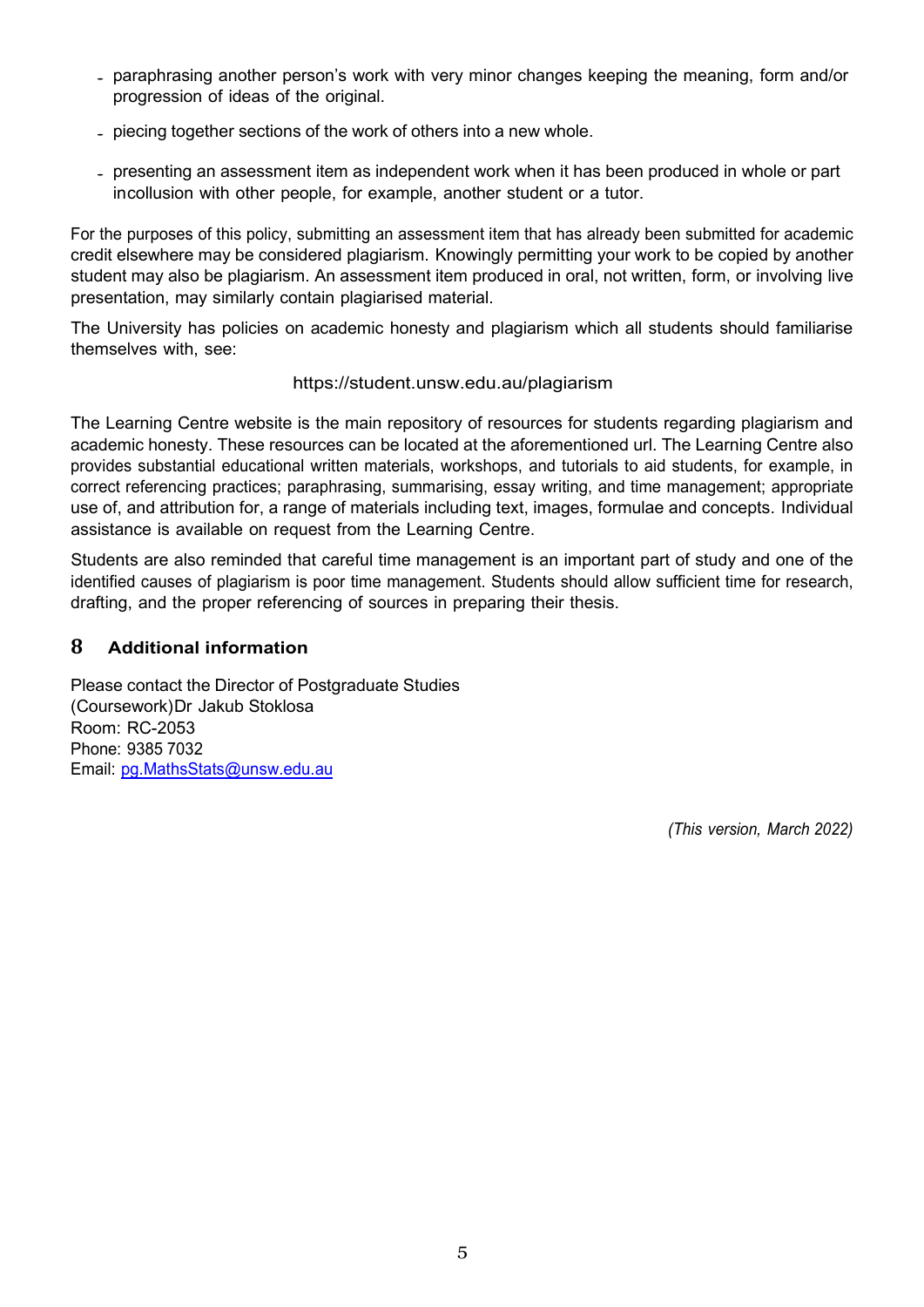- paraphrasing another person's work with very minor changes keeping the meaning, form and/or progression of ideas of the original.
- piecing together sections of the work of others into a new whole.
- presenting an assessment item as independent work when it has been produced in whole or part incollusion with other people, for example, another student or a tutor.

For the purposes of this policy, submitting an assessment item that has already been submitted for academic credit elsewhere may be considered plagiarism. Knowingly permitting your work to be copied by another student may also be plagiarism. An assessment item produced in oral, not written, form, or involving live presentation, may similarly contain plagiarised material.

The University has policies on academic honesty and plagiarism which all students should familiarise themselves with, see:

https://student.unsw.edu.au/plagiarism

The Learning Centre website is the main repository of resources for students regarding plagiarism and academic honesty. These resources can be located at the aforementioned url. The Learning Centre also provides substantial educational written materials, workshops, and tutorials to aid students, for example, in correct referencing practices; paraphrasing, summarising, essay writing, and time management; appropriate use of, and attribution for, a range of materials including text, images, formulae and concepts. Individual assistance is available on request from the Learning Centre.

Students are also reminded that careful time management is an important part of study and one of the identified causes of plagiarism is poor time management. Students should allow sufficient time for research, drafting, and the proper referencing of sources in preparing their thesis.

## 8 Additional information

Please contact the Director of Postgraduate Studies (Coursework)Dr Jakub Stoklosa
Room: RC-2053
Phone: 9385 7032
Email: pg.MathsStats@unsw.edu.au

*(This version, March 2022)*